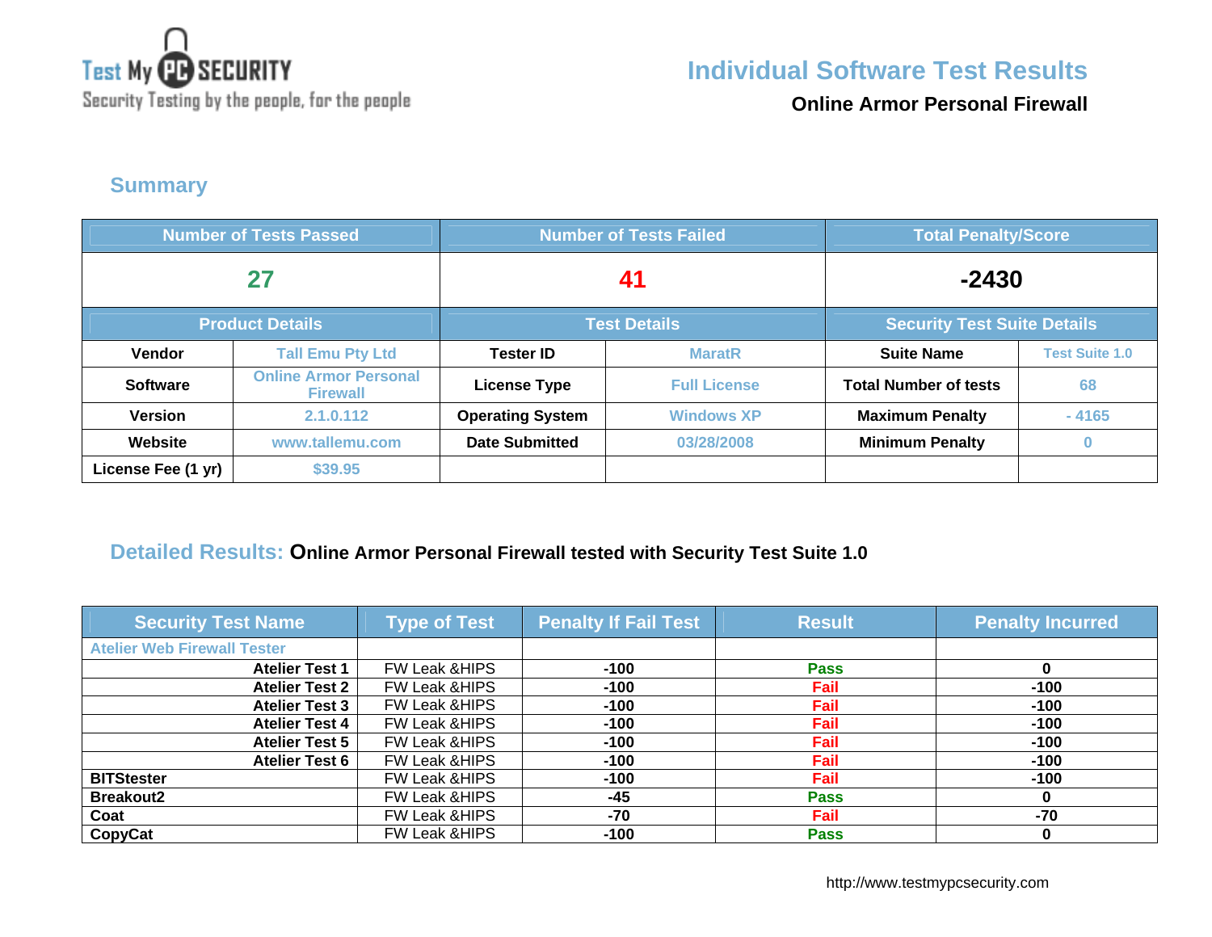Test My PC SECURITY
Security Testing by the people, for the people

# Individual Software Test Results

**Online Armor Personal Firewall**

## Summary

| Number of Tests Passed | | Number of Tests Failed | | Total Penalty/Score | |
|---|---|---|---|---|---|
| 27 | | 41 | | -2430 | |
| **Product Details** | | **Test Details** | | **Security Test Suite Details** | |
| **Vendor** | Tall Emu Pty Ltd | **Tester ID** | MaratR | **Suite Name** | Test Suite 1.0 |
| **Software** | Online Armor Personal Firewall | **License Type** | Full License | **Total Number of tests** | 68 |
| **Version** | 2.1.0.112 | **Operating System** | Windows XP | **Maximum Penalty** | - 4165 |
| **Website** | www.tallemu.com | **Date Submitted** | 03/28/2008 | **Minimum Penalty** | 0 |
| **License Fee (1 yr)** | $39.95 | | | | |

## Detailed Results: Online Armor Personal Firewall tested with Security Test Suite 1.0

| Security Test Name | Type of Test | Penalty If Fail Test | Result | Penalty Incurred |
|---|---|---|---|---|
| Atelier Web Firewall Tester | | | | |
| **Atelier Test 1** | FW Leak &HIPS | **-100** | Pass | **0** |
| **Atelier Test 2** | FW Leak &HIPS | **-100** | Fail | **-100** |
| **Atelier Test 3** | FW Leak &HIPS | **-100** | Fail | **-100** |
| **Atelier Test 4** | FW Leak &HIPS | **-100** | Fail | **-100** |
| **Atelier Test 5** | FW Leak &HIPS | **-100** | Fail | **-100** |
| **Atelier Test 6** | FW Leak &HIPS | **-100** | Fail | **-100** |
| **BITStester** | FW Leak &HIPS | **-100** | Fail | **-100** |
| **Breakout2** | FW Leak &HIPS | **-45** | Pass | **0** |
| **Coat** | FW Leak &HIPS | **-70** | Fail | **-70** |
| **CopyCat** | FW Leak &HIPS | **-100** | Pass | **0** |

http://www.testmypcsecurity.com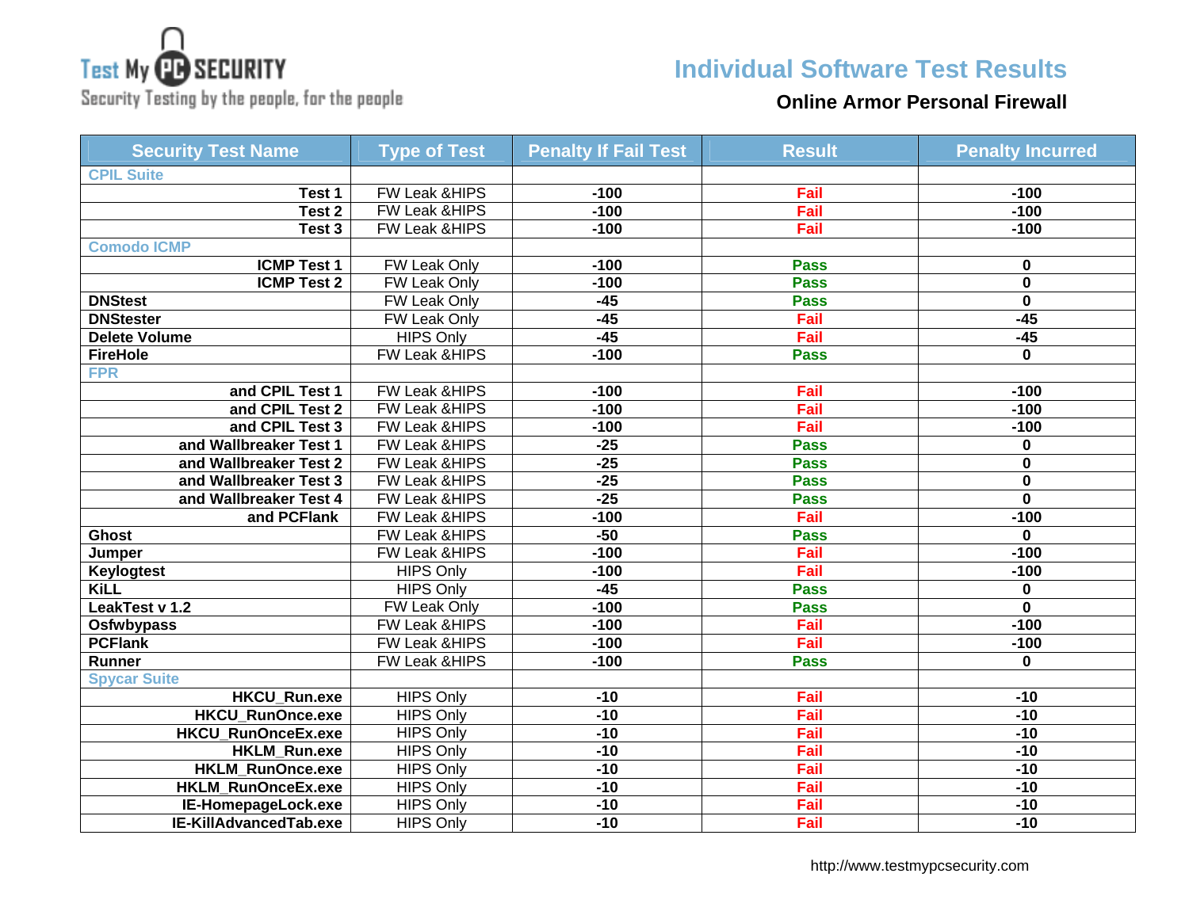Test My PC SECURITY
Security Testing by the people, for the people

# Individual Software Test Results

## Online Armor Personal Firewall

| Security Test Name | Type of Test | Penalty If Fail Test | Result | Penalty Incurred |
|---|---|---|---|---|
| CPIL Suite | | | | |
| Test 1 | FW Leak &HIPS | -100 | Fail | -100 |
| Test 2 | FW Leak &HIPS | -100 | Fail | -100 |
| Test 3 | FW Leak &HIPS | -100 | Fail | -100 |
| Comodo ICMP | | | | |
| ICMP Test 1 | FW Leak Only | -100 | Pass | 0 |
| ICMP Test 2 | FW Leak Only | -100 | Pass | 0 |
| DNStest | FW Leak Only | -45 | Pass | 0 |
| DNStester | FW Leak Only | -45 | Fail | -45 |
| Delete Volume | HIPS Only | -45 | Fail | -45 |
| FireHole | FW Leak &HIPS | -100 | Pass | 0 |
| FPR | | | | |
| and CPIL Test 1 | FW Leak &HIPS | -100 | Fail | -100 |
| and CPIL Test 2 | FW Leak &HIPS | -100 | Fail | -100 |
| and CPIL Test 3 | FW Leak &HIPS | -100 | Fail | -100 |
| and Wallbreaker Test 1 | FW Leak &HIPS | -25 | Pass | 0 |
| and Wallbreaker Test 2 | FW Leak &HIPS | -25 | Pass | 0 |
| and Wallbreaker Test 3 | FW Leak &HIPS | -25 | Pass | 0 |
| and Wallbreaker Test 4 | FW Leak &HIPS | -25 | Pass | 0 |
| and PCFlank | FW Leak &HIPS | -100 | Fail | -100 |
| Ghost | FW Leak &HIPS | -50 | Pass | 0 |
| Jumper | FW Leak &HIPS | -100 | Fail | -100 |
| Keylogtest | HIPS Only | -100 | Fail | -100 |
| KiLL | HIPS Only | -45 | Pass | 0 |
| LeakTest v 1.2 | FW Leak Only | -100 | Pass | 0 |
| Osfwbypass | FW Leak &HIPS | -100 | Fail | -100 |
| PCFlank | FW Leak &HIPS | -100 | Fail | -100 |
| Runner | FW Leak &HIPS | -100 | Pass | 0 |
| Spycar Suite | | | | |
| HKCU_Run.exe | HIPS Only | -10 | Fail | -10 |
| HKCU_RunOnce.exe | HIPS Only | -10 | Fail | -10 |
| HKCU_RunOnceEx.exe | HIPS Only | -10 | Fail | -10 |
| HKLM_Run.exe | HIPS Only | -10 | Fail | -10 |
| HKLM_RunOnce.exe | HIPS Only | -10 | Fail | -10 |
| HKLM_RunOnceEx.exe | HIPS Only | -10 | Fail | -10 |
| IE-HomepageLock.exe | HIPS Only | -10 | Fail | -10 |
| IE-KillAdvancedTab.exe | HIPS Only | -10 | Fail | -10 |

http://www.testmypcsecurity.com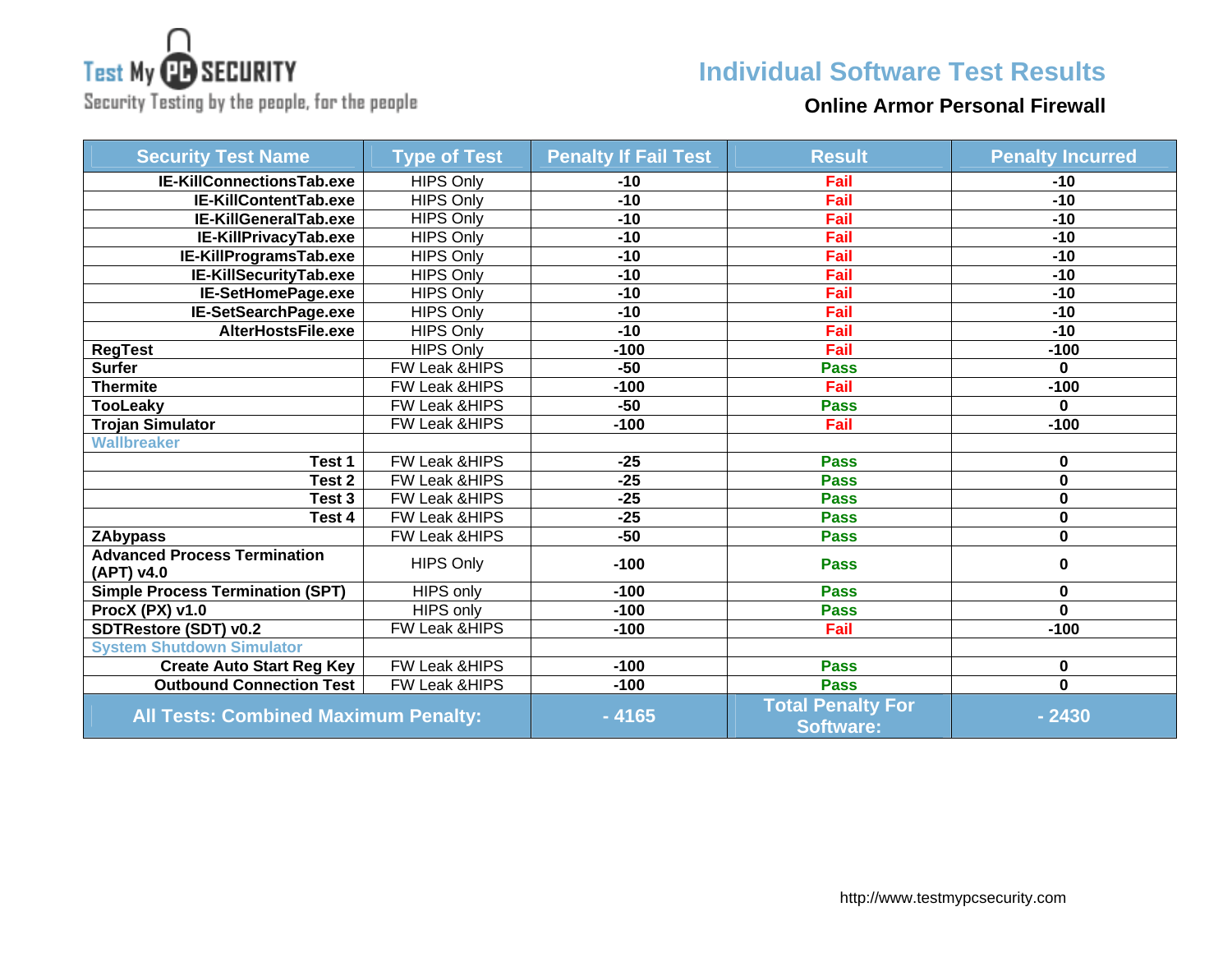Test My PC SECURITY
Security Testing by the people, for the people

# Individual Software Test Results

## Online Armor Personal Firewall

| Security Test Name | Type of Test | Penalty If Fail Test | Result | Penalty Incurred |
|---|---|---|---|---|
| IE-KillConnectionsTab.exe | HIPS Only | -10 | Fail | -10 |
| IE-KillContentTab.exe | HIPS Only | -10 | Fail | -10 |
| IE-KillGeneralTab.exe | HIPS Only | -10 | Fail | -10 |
| IE-KillPrivacyTab.exe | HIPS Only | -10 | Fail | -10 |
| IE-KillProgramsTab.exe | HIPS Only | -10 | Fail | -10 |
| IE-KillSecurityTab.exe | HIPS Only | -10 | Fail | -10 |
| IE-SetHomePage.exe | HIPS Only | -10 | Fail | -10 |
| IE-SetSearchPage.exe | HIPS Only | -10 | Fail | -10 |
| AlterHostsFile.exe | HIPS Only | -10 | Fail | -10 |
| RegTest | HIPS Only | -100 | Fail | -100 |
| Surfer | FW Leak &HIPS | -50 | Pass | 0 |
| Thermite | FW Leak &HIPS | -100 | Fail | -100 |
| TooLeaky | FW Leak &HIPS | -50 | Pass | 0 |
| Trojan Simulator | FW Leak &HIPS | -100 | Fail | -100 |
| Wallbreaker | | | | |
| Test 1 | FW Leak &HIPS | -25 | Pass | 0 |
| Test 2 | FW Leak &HIPS | -25 | Pass | 0 |
| Test 3 | FW Leak &HIPS | -25 | Pass | 0 |
| Test 4 | FW Leak &HIPS | -25 | Pass | 0 |
| ZAbypass | FW Leak &HIPS | -50 | Pass | 0 |
| Advanced Process Termination (APT) v4.0 | HIPS Only | -100 | Pass | 0 |
| Simple Process Termination (SPT) | HIPS only | -100 | Pass | 0 |
| ProcX (PX) v1.0 | HIPS only | -100 | Pass | 0 |
| SDTRestore (SDT) v0.2 | FW Leak &HIPS | -100 | Fail | -100 |
| System Shutdown Simulator | | | | |
| Create Auto Start Reg Key | FW Leak &HIPS | -100 | Pass | 0 |
| Outbound Connection Test | FW Leak &HIPS | -100 | Pass | 0 |
| All Tests: Combined Maximum Penalty: | | - 4165 | Total Penalty For Software: | - 2430 |

http://www.testmypcsecurity.com